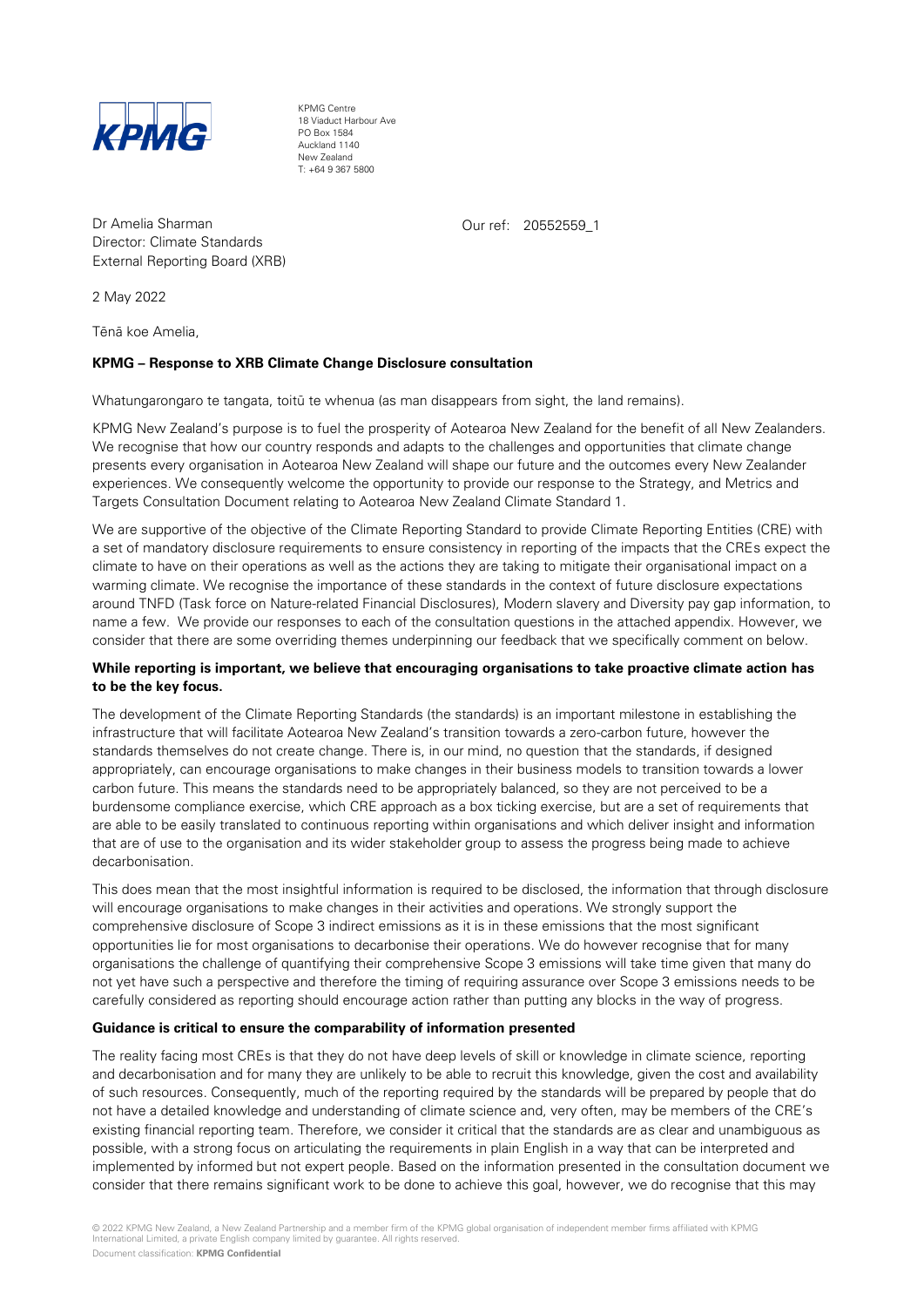KPMG Centre
18 Viaduct Harbour Ave
PO Box 1584
Auckland 1140
New Zealand
T: +64 9 367 5800

Dr Amelia Sharman
Director: Climate Standards
External Reporting Board (XRB)

Our ref: 20552559_1

2 May 2022

Tēnā koe Amelia,

**KPMG – Response to XRB Climate Change Disclosure consultation**

Whatungarongaro te tangata, toitū te whenua (as man disappears from sight, the land remains).

KPMG New Zealand's purpose is to fuel the prosperity of Aotearoa New Zealand for the benefit of all New Zealanders. We recognise that how our country responds and adapts to the challenges and opportunities that climate change presents every organisation in Aotearoa New Zealand will shape our future and the outcomes every New Zealander experiences. We consequently welcome the opportunity to provide our response to the Strategy, and Metrics and Targets Consultation Document relating to Aotearoa New Zealand Climate Standard 1.

We are supportive of the objective of the Climate Reporting Standard to provide Climate Reporting Entities (CRE) with a set of mandatory disclosure requirements to ensure consistency in reporting of the impacts that the CREs expect the climate to have on their operations as well as the actions they are taking to mitigate their organisational impact on a warming climate. We recognise the importance of these standards in the context of future disclosure expectations around TNFD (Task force on Nature-related Financial Disclosures), Modern slavery and Diversity pay gap information, to name a few. We provide our responses to each of the consultation questions in the attached appendix. However, we consider that there are some overriding themes underpinning our feedback that we specifically comment on below.

**While reporting is important, we believe that encouraging organisations to take proactive climate action has to be the key focus.**

The development of the Climate Reporting Standards (the standards) is an important milestone in establishing the infrastructure that will facilitate Aotearoa New Zealand's transition towards a zero-carbon future, however the standards themselves do not create change. There is, in our mind, no question that the standards, if designed appropriately, can encourage organisations to make changes in their business models to transition towards a lower carbon future. This means the standards need to be appropriately balanced, so they are not perceived to be a burdensome compliance exercise, which CRE approach as a box ticking exercise, but are a set of requirements that are able to be easily translated to continuous reporting within organisations and which deliver insight and information that are of use to the organisation and its wider stakeholder group to assess the progress being made to achieve decarbonisation.

This does mean that the most insightful information is required to be disclosed, the information that through disclosure will encourage organisations to make changes in their activities and operations. We strongly support the comprehensive disclosure of Scope 3 indirect emissions as it is in these emissions that the most significant opportunities lie for most organisations to decarbonise their operations. We do however recognise that for many organisations the challenge of quantifying their comprehensive Scope 3 emissions will take time given that many do not yet have such a perspective and therefore the timing of requiring assurance over Scope 3 emissions needs to be carefully considered as reporting should encourage action rather than putting any blocks in the way of progress.

**Guidance is critical to ensure the comparability of information presented**

The reality facing most CREs is that they do not have deep levels of skill or knowledge in climate science, reporting and decarbonisation and for many they are unlikely to be able to recruit this knowledge, given the cost and availability of such resources. Consequently, much of the reporting required by the standards will be prepared by people that do not have a detailed knowledge and understanding of climate science and, very often, may be members of the CRE's existing financial reporting team. Therefore, we consider it critical that the standards are as clear and unambiguous as possible, with a strong focus on articulating the requirements in plain English in a way that can be interpreted and implemented by informed but not expert people. Based on the information presented in the consultation document we consider that there remains significant work to be done to achieve this goal, however, we do recognise that this may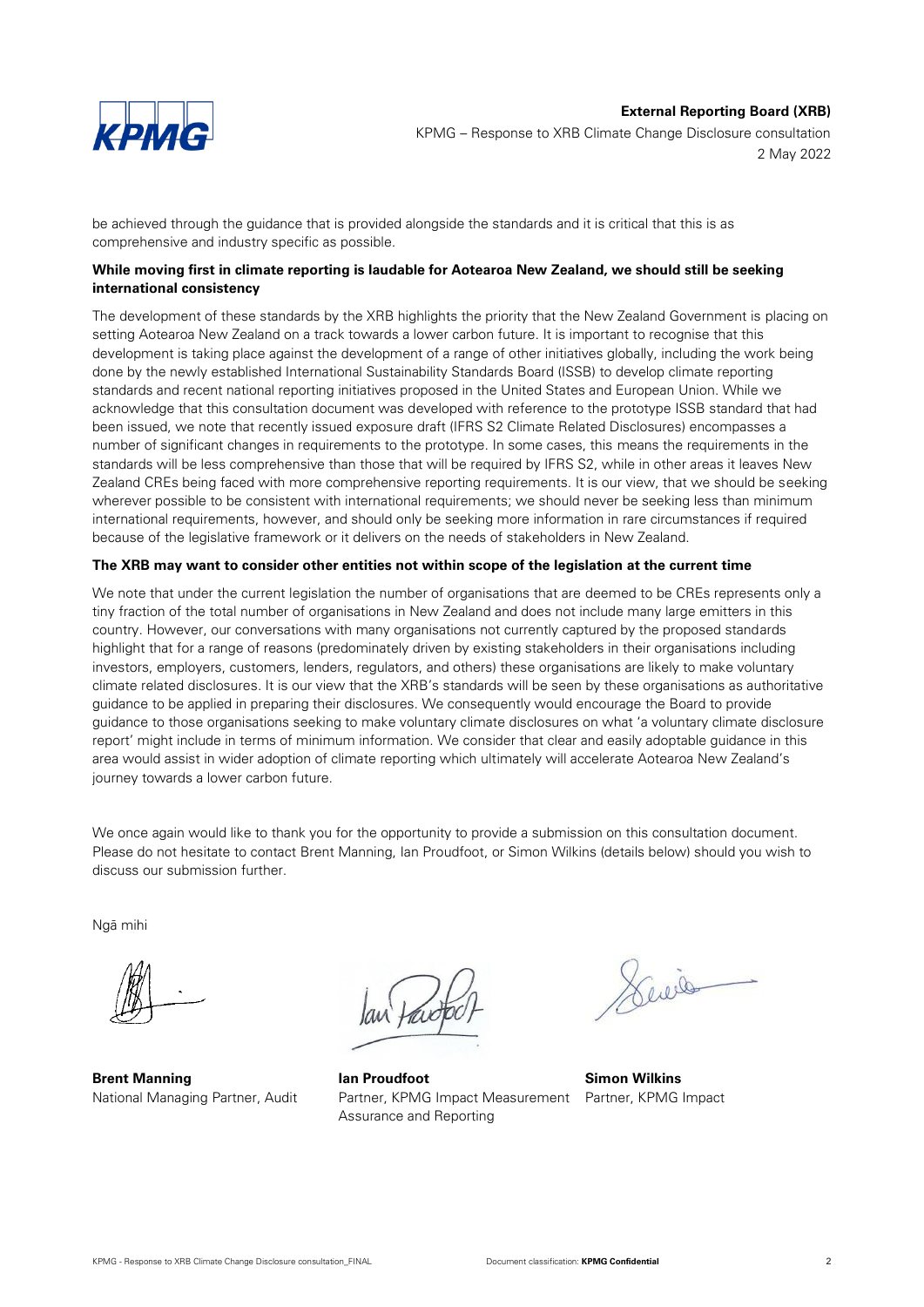be achieved through the guidance that is provided alongside the standards and it is critical that this is as comprehensive and industry specific as possible.

**While moving first in climate reporting is laudable for Aotearoa New Zealand, we should still be seeking international consistency**

The development of these standards by the XRB highlights the priority that the New Zealand Government is placing on setting Aotearoa New Zealand on a track towards a lower carbon future. It is important to recognise that this development is taking place against the development of a range of other initiatives globally, including the work being done by the newly established International Sustainability Standards Board (ISSB) to develop climate reporting standards and recent national reporting initiatives proposed in the United States and European Union. While we acknowledge that this consultation document was developed with reference to the prototype ISSB standard that had been issued, we note that recently issued exposure draft (IFRS S2 Climate Related Disclosures) encompasses a number of significant changes in requirements to the prototype. In some cases, this means the requirements in the standards will be less comprehensive than those that will be required by IFRS S2, while in other areas it leaves New Zealand CREs being faced with more comprehensive reporting requirements. It is our view, that we should be seeking wherever possible to be consistent with international requirements; we should never be seeking less than minimum international requirements, however, and should only be seeking more information in rare circumstances if required because of the legislative framework or it delivers on the needs of stakeholders in New Zealand.

**The XRB may want to consider other entities not within scope of the legislation at the current time**

We note that under the current legislation the number of organisations that are deemed to be CREs represents only a tiny fraction of the total number of organisations in New Zealand and does not include many large emitters in this country. However, our conversations with many organisations not currently captured by the proposed standards highlight that for a range of reasons (predominately driven by existing stakeholders in their organisations including investors, employers, customers, lenders, regulators, and others) these organisations are likely to make voluntary climate related disclosures. It is our view that the XRB's standards will be seen by these organisations as authoritative guidance to be applied in preparing their disclosures. We consequently would encourage the Board to provide guidance to those organisations seeking to make voluntary climate disclosures on what 'a voluntary climate disclosure report' might include in terms of minimum information. We consider that clear and easily adoptable guidance in this area would assist in wider adoption of climate reporting which ultimately will accelerate Aotearoa New Zealand's journey towards a lower carbon future.

We once again would like to thank you for the opportunity to provide a submission on this consultation document. Please do not hesitate to contact Brent Manning, Ian Proudfoot, or Simon Wilkins (details below) should you wish to discuss our submission further.

Ngā mihi

**Brent Manning**
National Managing Partner, Audit

**Ian Proudfoot**
Partner, KPMG Impact Measurement Assurance and Reporting

**Simon Wilkins**
Partner, KPMG Impact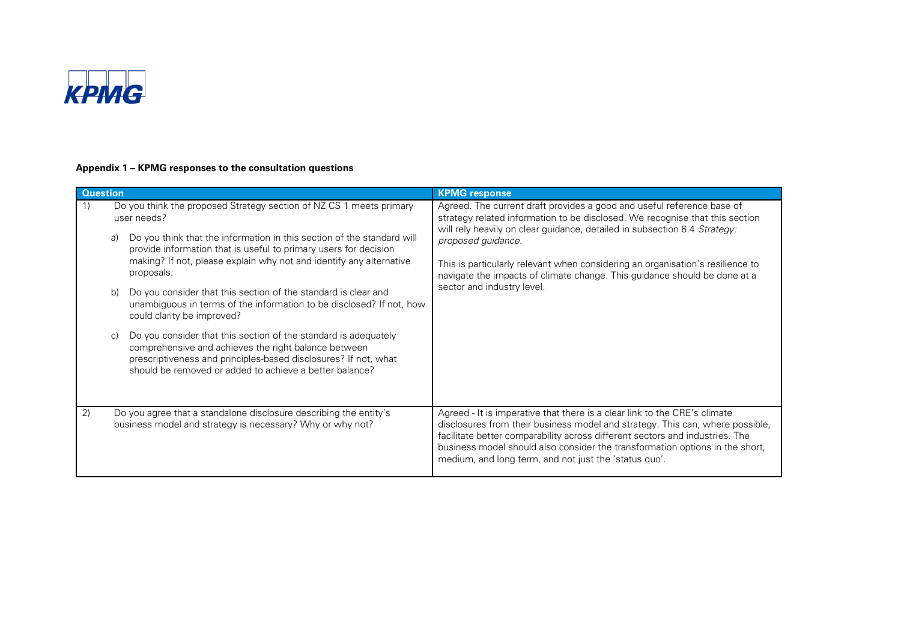**Appendix 1 – KPMG responses to the consultation questions**

| Question | KPMG response |
| --- | --- |
| 1) Do you think the proposed Strategy section of NZ CS 1 meets primary user needs?<br><br>a) Do you think that the information in this section of the standard will provide information that is useful to primary users for decision making? If not, please explain why not and identify any alternative proposals.<br><br>b) Do you consider that this section of the standard is clear and unambiguous in terms of the information to be disclosed? If not, how could clarity be improved?<br><br>c) Do you consider that this section of the standard is adequately comprehensive and achieves the right balance between prescriptiveness and principles-based disclosures? If not, what should be removed or added to achieve a better balance? | Agreed. The current draft provides a good and useful reference base of strategy related information to be disclosed. We recognise that this section will rely heavily on clear guidance, detailed in subsection 6.4 *Strategy: proposed guidance*.<br><br>This is particularly relevant when considering an organisation's resilience to navigate the impacts of climate change. This guidance should be done at a sector and industry level. |
| 2) Do you agree that a standalone disclosure describing the entity's business model and strategy is necessary? Why or why not? | Agreed - It is imperative that there is a clear link to the CRE's climate disclosures from their business model and strategy. This can, where possible, facilitate better comparability across different sectors and industries. The business model should also consider the transformation options in the short, medium, and long term, and not just the 'status quo'. |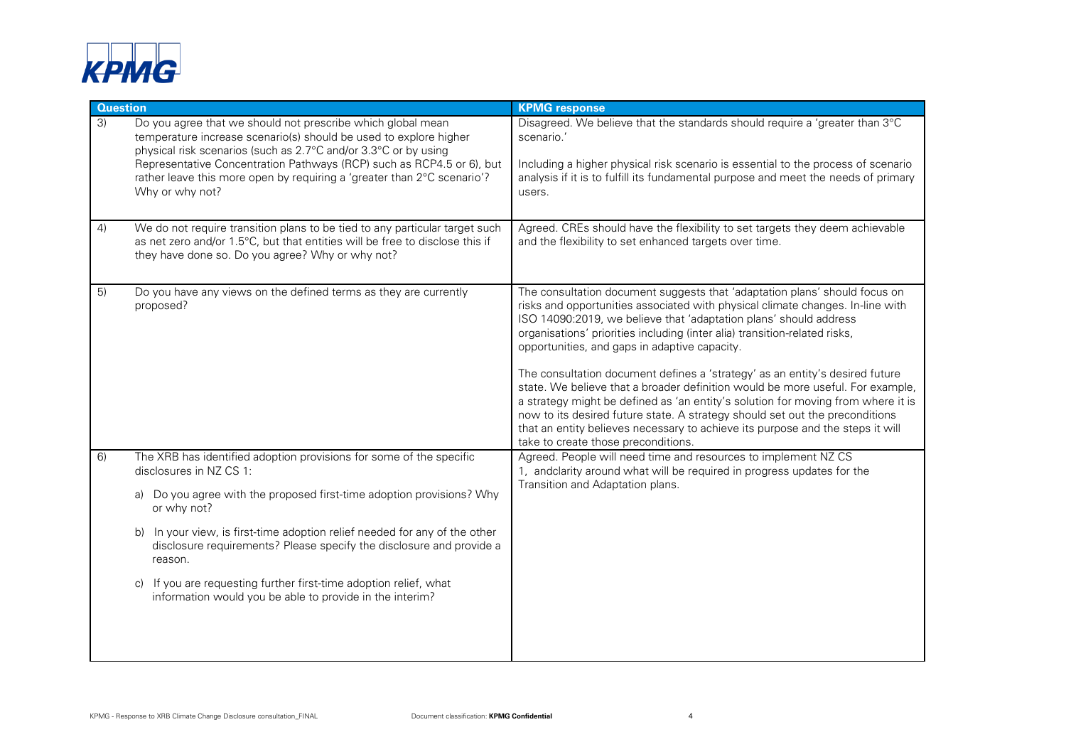| Question | | KPMG response |
|---|---|---|
| 3) | Do you agree that we should not prescribe which global mean temperature increase scenario(s) should be used to explore higher physical risk scenarios (such as 2.7°C and/or 3.3°C or by using Representative Concentration Pathways (RCP) such as RCP4.5 or 6), but rather leave this more open by requiring a 'greater than 2°C scenario'? Why or why not? | Disagreed. We believe that the standards should require a 'greater than 3°C scenario.'<br><br>Including a higher physical risk scenario is essential to the process of scenario analysis if it is to fulfill its fundamental purpose and meet the needs of primary users. |
| 4) | We do not require transition plans to be tied to any particular target such as net zero and/or 1.5°C, but that entities will be free to disclose this if they have done so. Do you agree? Why or why not? | Agreed. CREs should have the flexibility to set targets they deem achievable and the flexibility to set enhanced targets over time. |
| 5) | Do you have any views on the defined terms as they are currently proposed? | The consultation document suggests that 'adaptation plans' should focus on risks and opportunities associated with physical climate changes. In-line with ISO 14090:2019, we believe that 'adaptation plans' should address organisations' priorities including (inter alia) transition-related risks, opportunities, and gaps in adaptive capacity.<br><br>The consultation document defines a 'strategy' as an entity's desired future state. We believe that a broader definition would be more useful. For example, a strategy might be defined as 'an entity's solution for moving from where it is now to its desired future state. A strategy should set out the preconditions that an entity believes necessary to achieve its purpose and the steps it will take to create those preconditions. |
| 6) | The XRB has identified adoption provisions for some of the specific disclosures in NZ CS 1:<br><br>a) Do you agree with the proposed first-time adoption provisions? Why or why not?<br><br>b) In your view, is first-time adoption relief needed for any of the other disclosure requirements? Please specify the disclosure and provide a reason.<br><br>c) If you are requesting further first-time adoption relief, what information would you be able to provide in the interim? | Agreed. People will need time and resources to implement NZ CS 1, andclarity around what will be required in progress updates for the Transition and Adaptation plans. |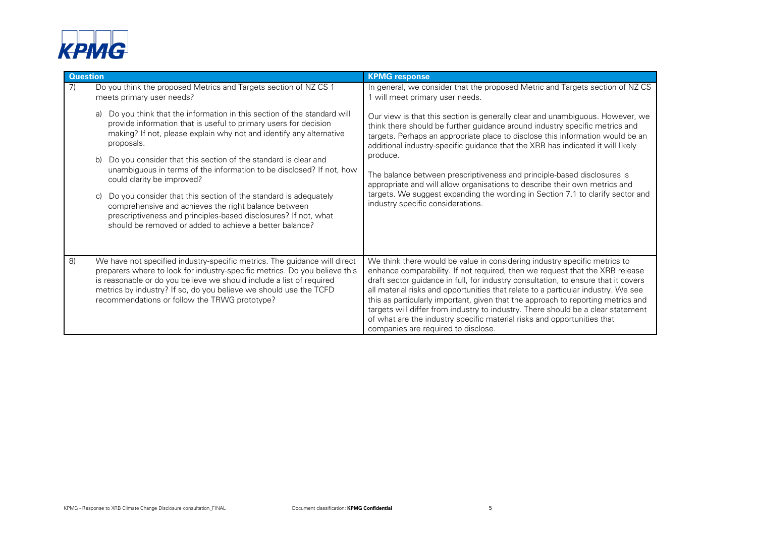| Question | KPMG response |
|---|---|
| 7) Do you think the proposed Metrics and Targets section of NZ CS 1 meets primary user needs?<br><br>a) Do you think that the information in this section of the standard will provide information that is useful to primary users for decision making? If not, please explain why not and identify any alternative proposals.<br><br>b) Do you consider that this section of the standard is clear and unambiguous in terms of the information to be disclosed? If not, how could clarity be improved?<br><br>c) Do you consider that this section of the standard is adequately comprehensive and achieves the right balance between prescriptiveness and principles-based disclosures? If not, what should be removed or added to achieve a better balance? | In general, we consider that the proposed Metric and Targets section of NZ CS 1 will meet primary user needs.<br><br>Our view is that this section is generally clear and unambiguous. However, we think there should be further guidance around industry specific metrics and targets. Perhaps an appropriate place to disclose this information would be an additional industry-specific guidance that the XRB has indicated it will likely produce.<br><br>The balance between prescriptiveness and principle-based disclosures is appropriate and will allow organisations to describe their own metrics and targets. We suggest expanding the wording in Section 7.1 to clarify sector and industry specific considerations. |
| 8) We have not specified industry-specific metrics. The guidance will direct preparers where to look for industry-specific metrics. Do you believe this is reasonable or do you believe we should include a list of required metrics by industry? If so, do you believe we should use the TCFD recommendations or follow the TRWG prototype? | We think there would be value in considering industry specific metrics to enhance comparability. If not required, then we request that the XRB release draft sector guidance in full, for industry consultation, to ensure that it covers all material risks and opportunities that relate to a particular industry. We see this as particularly important, given that the approach to reporting metrics and targets will differ from industry to industry. There should be a clear statement of what are the industry specific material risks and opportunities that companies are required to disclose. |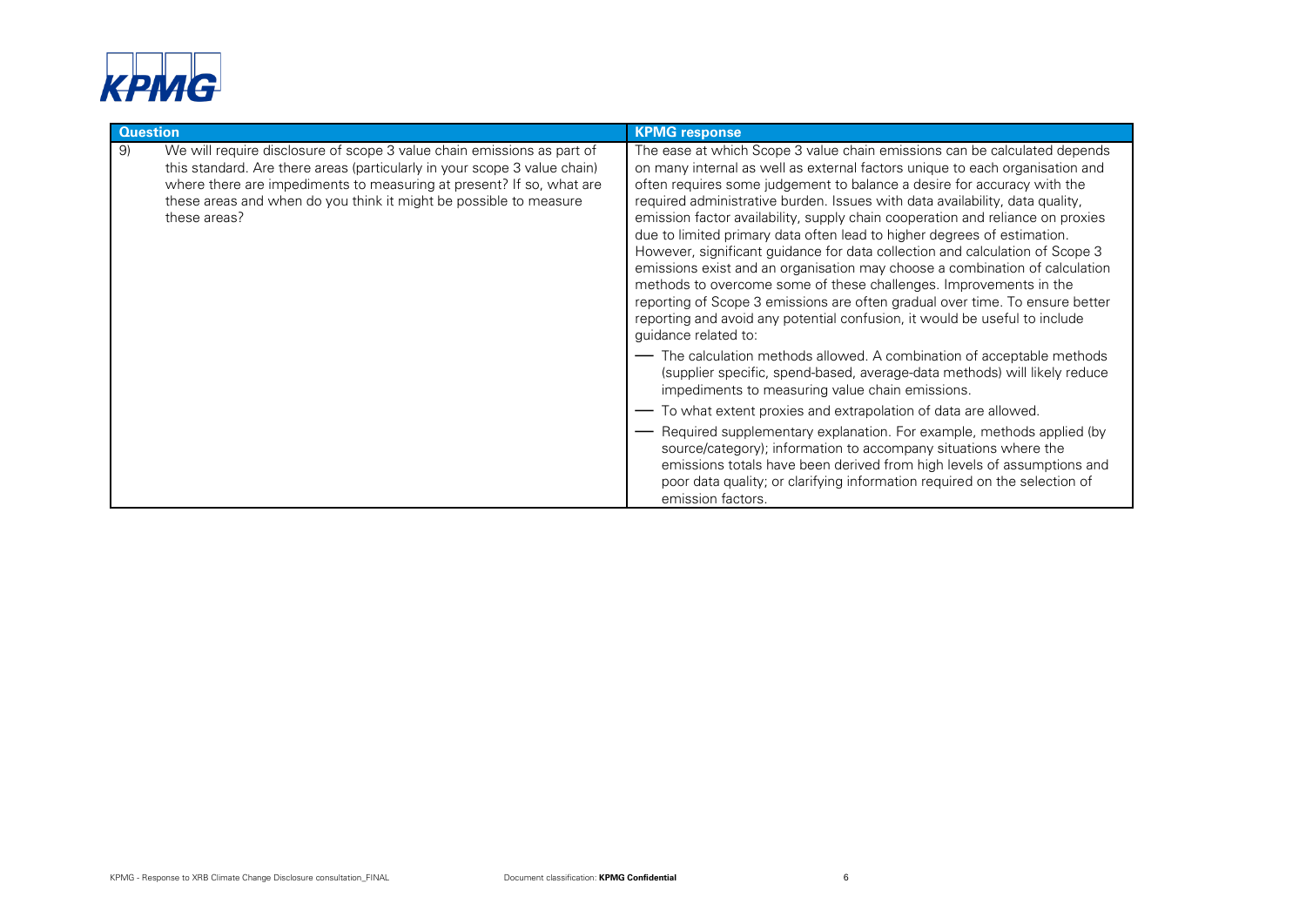| Question | KPMG response |
| --- | --- |
| 9) We will require disclosure of scope 3 value chain emissions as part of this standard. Are there areas (particularly in your scope 3 value chain) where there are impediments to measuring at present? If so, what are these areas and when do you think it might be possible to measure these areas? | The ease at which Scope 3 value chain emissions can be calculated depends on many internal as well as external factors unique to each organisation and often requires some judgement to balance a desire for accuracy with the required administrative burden. Issues with data availability, data quality, emission factor availability, supply chain cooperation and reliance on proxies due to limited primary data often lead to higher degrees of estimation. However, significant guidance for data collection and calculation of Scope 3 emissions exist and an organisation may choose a combination of calculation methods to overcome some of these challenges. Improvements in the reporting of Scope 3 emissions are often gradual over time. To ensure better reporting and avoid any potential confusion, it would be useful to include guidance related to:<br>— The calculation methods allowed. A combination of acceptable methods (supplier specific, spend-based, average-data methods) will likely reduce impediments to measuring value chain emissions.<br>— To what extent proxies and extrapolation of data are allowed.<br>— Required supplementary explanation. For example, methods applied (by source/category); information to accompany situations where the emissions totals have been derived from high levels of assumptions and poor data quality; or clarifying information required on the selection of emission factors. |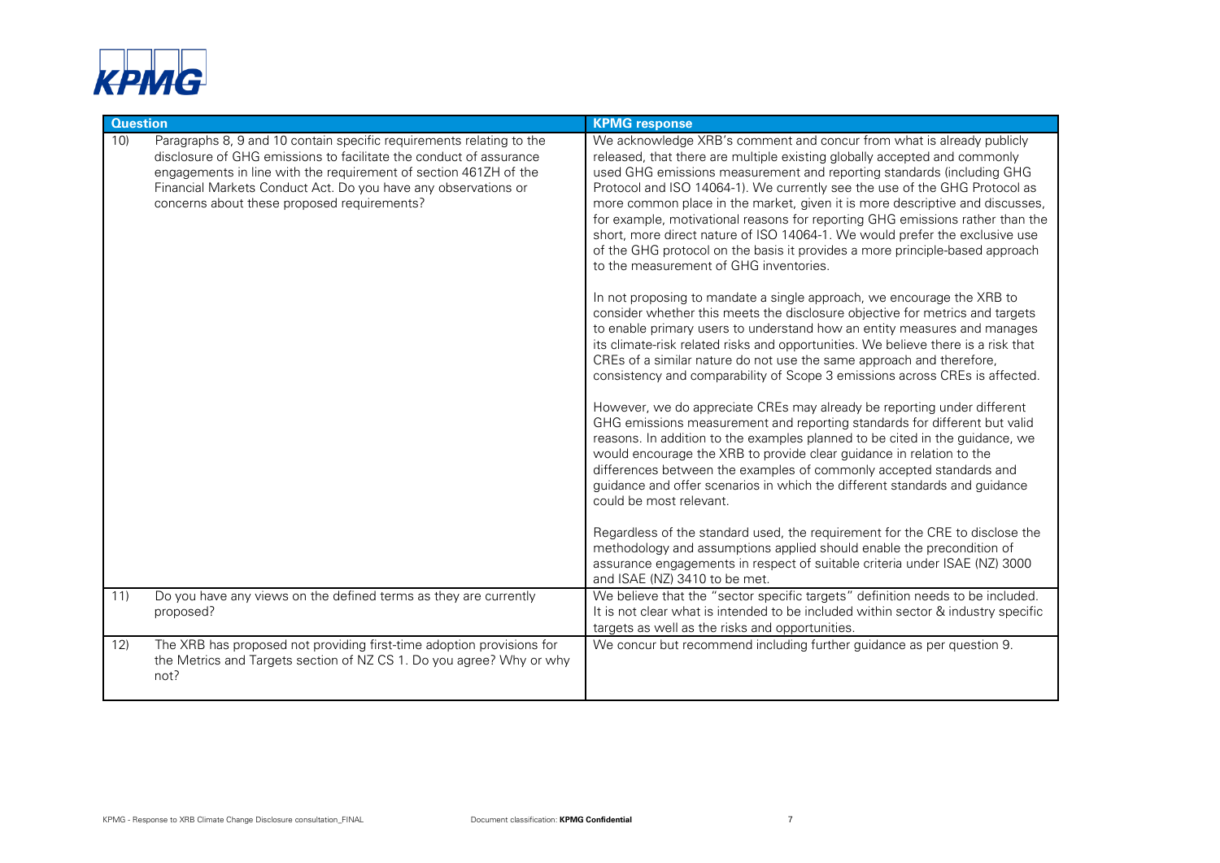| Question | | KPMG response |
|---|---|---|
| 10) | Paragraphs 8, 9 and 10 contain specific requirements relating to the disclosure of GHG emissions to facilitate the conduct of assurance engagements in line with the requirement of section 461ZH of the Financial Markets Conduct Act. Do you have any observations or concerns about these proposed requirements? | We acknowledge XRB's comment and concur from what is already publicly released, that there are multiple existing globally accepted and commonly used GHG emissions measurement and reporting standards (including GHG Protocol and ISO 14064-1). We currently see the use of the GHG Protocol as more common place in the market, given it is more descriptive and discusses, for example, motivational reasons for reporting GHG emissions rather than the short, more direct nature of ISO 14064-1. We would prefer the exclusive use of the GHG protocol on the basis it provides a more principle-based approach to the measurement of GHG inventories.<br><br>In not proposing to mandate a single approach, we encourage the XRB to consider whether this meets the disclosure objective for metrics and targets to enable primary users to understand how an entity measures and manages its climate-risk related risks and opportunities. We believe there is a risk that CREs of a similar nature do not use the same approach and therefore, consistency and comparability of Scope 3 emissions across CREs is affected.<br><br>However, we do appreciate CREs may already be reporting under different GHG emissions measurement and reporting standards for different but valid reasons. In addition to the examples planned to be cited in the guidance, we would encourage the XRB to provide clear guidance in relation to the differences between the examples of commonly accepted standards and guidance and offer scenarios in which the different standards and guidance could be most relevant.<br><br>Regardless of the standard used, the requirement for the CRE to disclose the methodology and assumptions applied should enable the precondition of assurance engagements in respect of suitable criteria under ISAE (NZ) 3000 and ISAE (NZ) 3410 to be met. |
| 11) | Do you have any views on the defined terms as they are currently proposed? | We believe that the "sector specific targets" definition needs to be included. It is not clear what is intended to be included within sector & industry specific targets as well as the risks and opportunities. |
| 12) | The XRB has proposed not providing first-time adoption provisions for the Metrics and Targets section of NZ CS 1. Do you agree? Why or why not? | We concur but recommend including further guidance as per question 9. |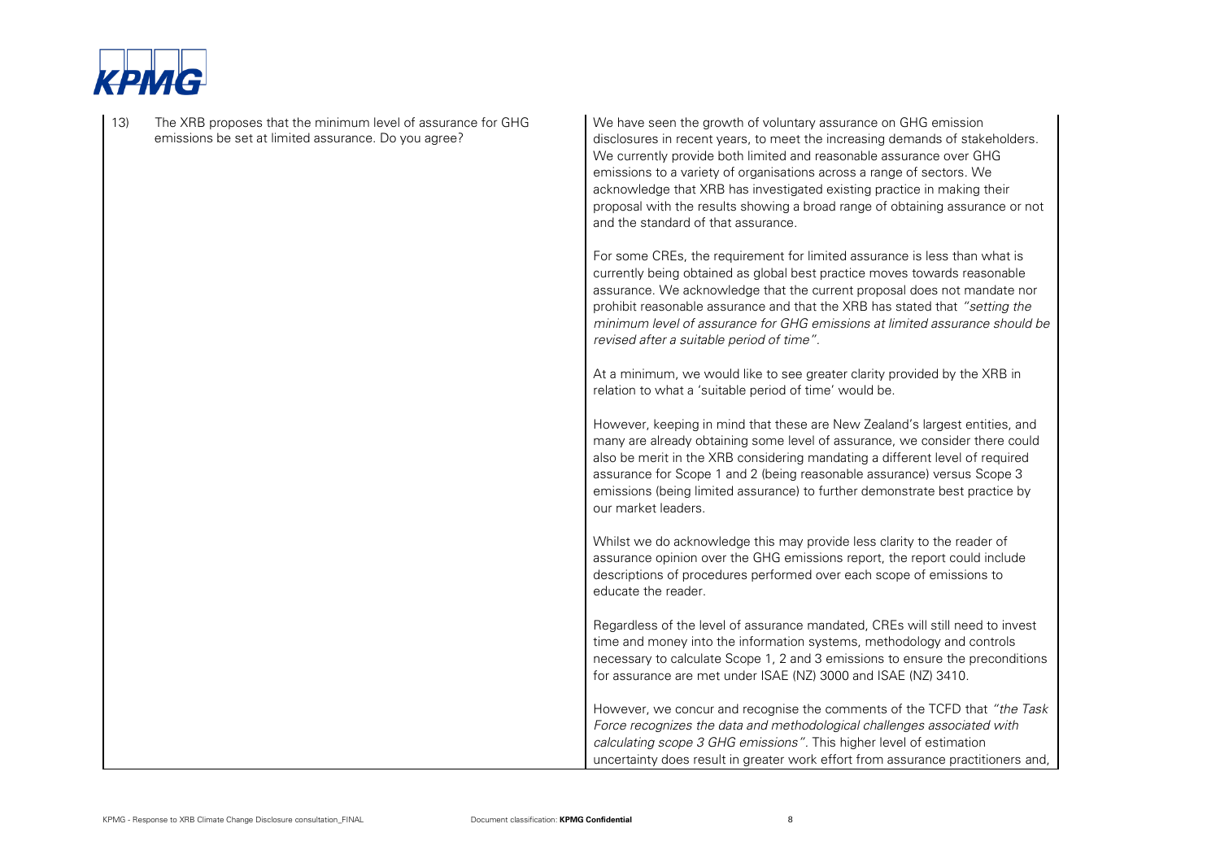| | |
|---|---|
| 13) The XRB proposes that the minimum level of assurance for GHG emissions be set at limited assurance. Do you agree? | We have seen the growth of voluntary assurance on GHG emission disclosures in recent years, to meet the increasing demands of stakeholders. We currently provide both limited and reasonable assurance over GHG emissions to a variety of organisations across a range of sectors. We acknowledge that XRB has investigated existing practice in making their proposal with the results showing a broad range of obtaining assurance or not and the standard of that assurance.<br><br>For some CREs, the requirement for limited assurance is less than what is currently being obtained as global best practice moves towards reasonable assurance. We acknowledge that the current proposal does not mandate nor prohibit reasonable assurance and that the XRB has stated that *"setting the minimum level of assurance for GHG emissions at limited assurance should be revised after a suitable period of time"*.<br><br>At a minimum, we would like to see greater clarity provided by the XRB in relation to what a 'suitable period of time' would be.<br><br>However, keeping in mind that these are New Zealand's largest entities, and many are already obtaining some level of assurance, we consider there could also be merit in the XRB considering mandating a different level of required assurance for Scope 1 and 2 (being reasonable assurance) versus Scope 3 emissions (being limited assurance) to further demonstrate best practice by our market leaders.<br><br>Whilst we do acknowledge this may provide less clarity to the reader of assurance opinion over the GHG emissions report, the report could include descriptions of procedures performed over each scope of emissions to educate the reader.<br><br>Regardless of the level of assurance mandated, CREs will still need to invest time and money into the information systems, methodology and controls necessary to calculate Scope 1, 2 and 3 emissions to ensure the preconditions for assurance are met under ISAE (NZ) 3000 and ISAE (NZ) 3410.<br><br>However, we concur and recognise the comments of the TCFD that *"the Task Force recognizes the data and methodological challenges associated with calculating scope 3 GHG emissions"*. This higher level of estimation uncertainty does result in greater work effort from assurance practitioners and, |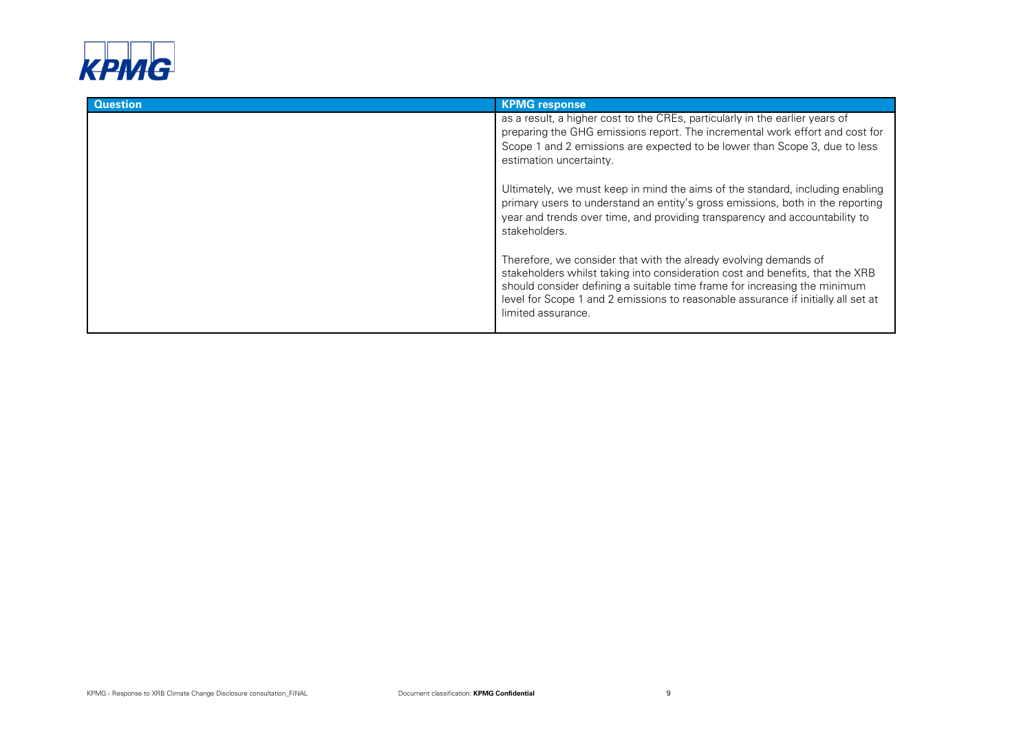| Question | KPMG response |
| --- | --- |
| | as a result, a higher cost to the CREs, particularly in the earlier years of preparing the GHG emissions report. The incremental work effort and cost for Scope 1 and 2 emissions are expected to be lower than Scope 3, due to less estimation uncertainty.<br><br>Ultimately, we must keep in mind the aims of the standard, including enabling primary users to understand an entity's gross emissions, both in the reporting year and trends over time, and providing transparency and accountability to stakeholders.<br><br>Therefore, we consider that with the already evolving demands of stakeholders whilst taking into consideration cost and benefits, that the XRB should consider defining a suitable time frame for increasing the minimum level for Scope 1 and 2 emissions to reasonable assurance if initially all set at limited assurance. |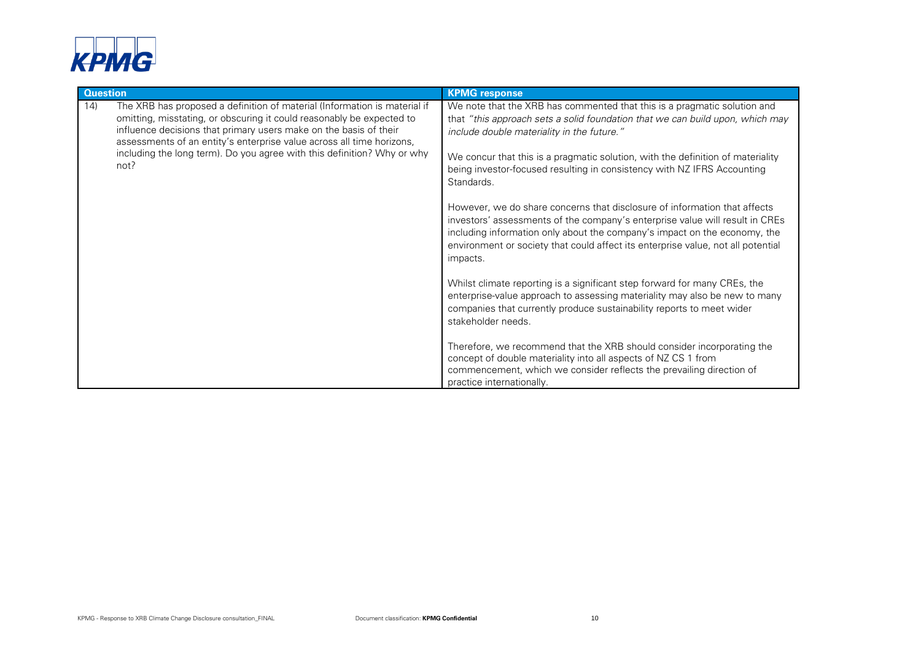| Question | KPMG response |
| --- | --- |
| 14) The XRB has proposed a definition of material (Information is material if omitting, misstating, or obscuring it could reasonably be expected to influence decisions that primary users make on the basis of their assessments of an entity's enterprise value across all time horizons, including the long term). Do you agree with this definition? Why or why not? | We note that the XRB has commented that this is a pragmatic solution and that *"this approach sets a solid foundation that we can build upon, which may include double materiality in the future."*<br><br>We concur that this is a pragmatic solution, with the definition of materiality being investor-focused resulting in consistency with NZ IFRS Accounting Standards.<br><br>However, we do share concerns that disclosure of information that affects investors' assessments of the company's enterprise value will result in CREs including information only about the company's impact on the economy, the environment or society that could affect its enterprise value, not all potential impacts.<br><br>Whilst climate reporting is a significant step forward for many CREs, the enterprise-value approach to assessing materiality may also be new to many companies that currently produce sustainability reports to meet wider stakeholder needs.<br><br>Therefore, we recommend that the XRB should consider incorporating the concept of double materiality into all aspects of NZ CS 1 from commencement, which we consider reflects the prevailing direction of practice internationally. |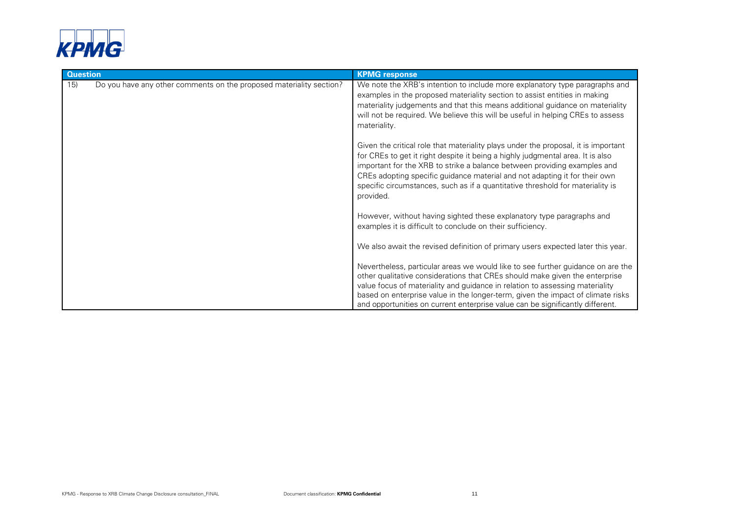| Question | KPMG response |
| --- | --- |
| 15) Do you have any other comments on the proposed materiality section? | We note the XRB's intention to include more explanatory type paragraphs and examples in the proposed materiality section to assist entities in making materiality judgements and that this means additional guidance on materiality will not be required. We believe this will be useful in helping CREs to assess materiality.<br><br>Given the critical role that materiality plays under the proposal, it is important for CREs to get it right despite it being a highly judgmental area. It is also important for the XRB to strike a balance between providing examples and CREs adopting specific guidance material and not adapting it for their own specific circumstances, such as if a quantitative threshold for materiality is provided.<br><br>However, without having sighted these explanatory type paragraphs and examples it is difficult to conclude on their sufficiency.<br><br>We also await the revised definition of primary users expected later this year.<br><br>Nevertheless, particular areas we would like to see further guidance on are the other qualitative considerations that CREs should make given the enterprise value focus of materiality and guidance in relation to assessing materiality based on enterprise value in the longer-term, given the impact of climate risks and opportunities on current enterprise value can be significantly different. |